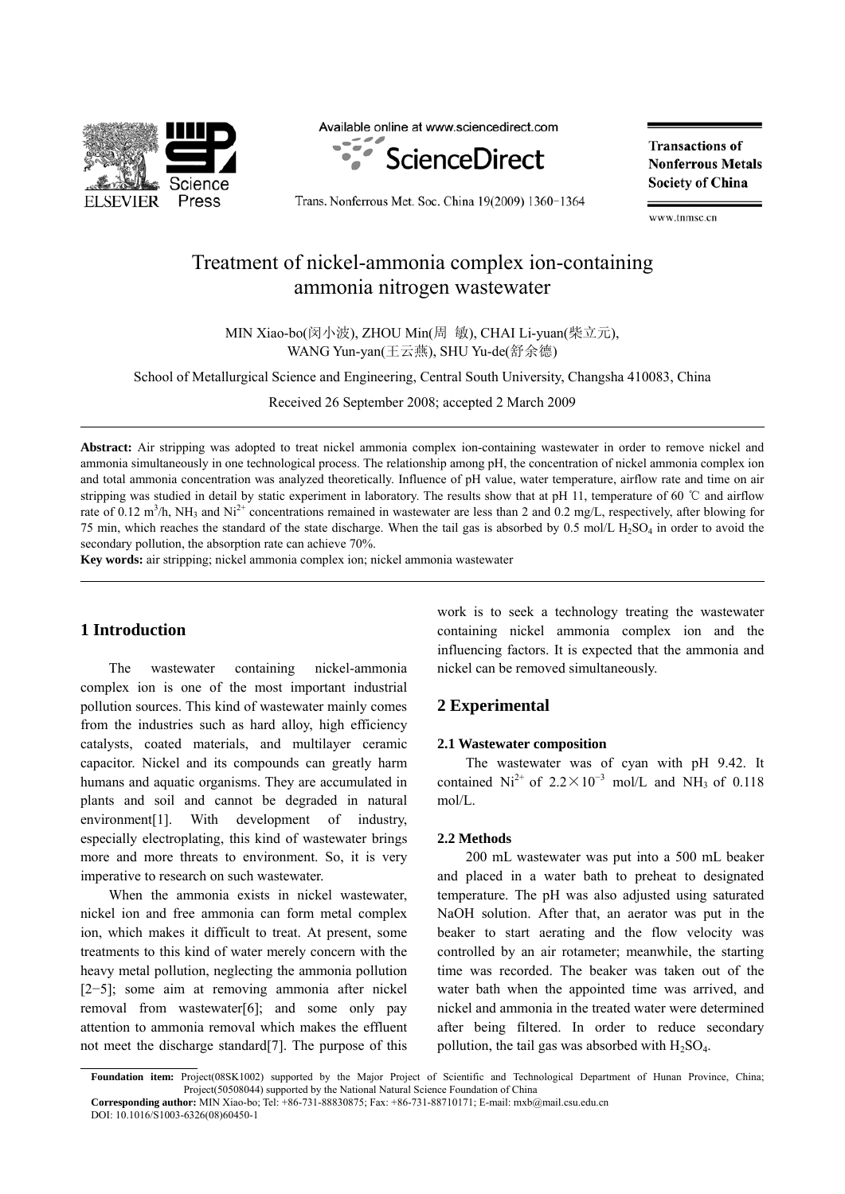# Treatment of nickel-ammonia complex ion-containing ammonia nitrogen wastewater

MIN Xiao-bo(闵小波), ZHOU Min(周　敏), CHAI Li-yuan(柴立元), WANG Yun-yan(王云燕), SHU Yu-de(舒余德)

School of Metallurgical Science and Engineering, Central South University, Changsha 410083, China

Received 26 September 2008; accepted 2 March 2009

**Abstract:** Air stripping was adopted to treat nickel ammonia complex ion-containing wastewater in order to remove nickel and ammonia simultaneously in one technological process. The relationship among pH, the concentration of nickel ammonia complex ion and total ammonia concentration was analyzed theoretically. Influence of pH value, water temperature, airflow rate and time on air stripping was studied in detail by static experiment in laboratory. The results show that at pH 11, temperature of 60 ℃ and airflow rate of 0.12 $m^3/h$, $NH_3$ and $Ni^{2+}$ concentrations remained in wastewater are less than 2 and 0.2 mg/L, respectively, after blowing for 75 min, which reaches the standard of the state discharge. When the tail gas is absorbed by 0.5 mol/L $H_2SO_4$ in order to avoid the secondary pollution, the absorption rate can achieve 70%.

**Key words:** air stripping; nickel ammonia complex ion; nickel ammonia wastewater

## 1 Introduction

The wastewater containing nickel-ammonia complex ion is one of the most important industrial pollution sources. This kind of wastewater mainly comes from the industries such as hard alloy, high efficiency catalysts, coated materials, and multilayer ceramic capacitor. Nickel and its compounds can greatly harm humans and aquatic organisms. They are accumulated in plants and soil and cannot be degraded in natural environment[1]. With development of industry, especially electroplating, this kind of wastewater brings more and more threats to environment. So, it is very imperative to research on such wastewater.

When the ammonia exists in nickel wastewater, nickel ion and free ammonia can form metal complex ion, which makes it difficult to treat. At present, some treatments to this kind of water merely concern with the heavy metal pollution, neglecting the ammonia pollution [2−5]; some aim at removing ammonia after nickel removal from wastewater[6]; and some only pay attention to ammonia removal which makes the effluent not meet the discharge standard[7]. The purpose of this work is to seek a technology treating the wastewater containing nickel ammonia complex ion and the influencing factors. It is expected that the ammonia and nickel can be removed simultaneously.

## 2 Experimental

### 2.1 Wastewater composition

The wastewater was of cyan with pH 9.42. It contained $Ni^{2+}$ of $2.2\times10^{-3}$ mol/L and $NH_3$ of 0.118 mol/L.

### 2.2 Methods

200 mL wastewater was put into a 500 mL beaker and placed in a water bath to preheat to designated temperature. The pH was also adjusted using saturated NaOH solution. After that, an aerator was put in the beaker to start aerating and the flow velocity was controlled by an air rotameter; meanwhile, the starting time was recorded. The beaker was taken out of the water bath when the appointed time was arrived, and nickel and ammonia in the treated water were determined after being filtered. In order to reduce secondary pollution, the tail gas was absorbed with $H_2SO_4$.

**Foundation item:** Project(08SK1002) supported by the Major Project of Scientific and Technological Department of Hunan Province, China; Project(50508044) supported by the National Natural Science Foundation of China

**Corresponding author:** MIN Xiao-bo; Tel: +86-731-88830875; Fax: +86-731-88710171; E-mail: mxb@mail.csu.edu.cn

DOI: 10.1016/S1003-6326(08)60450-1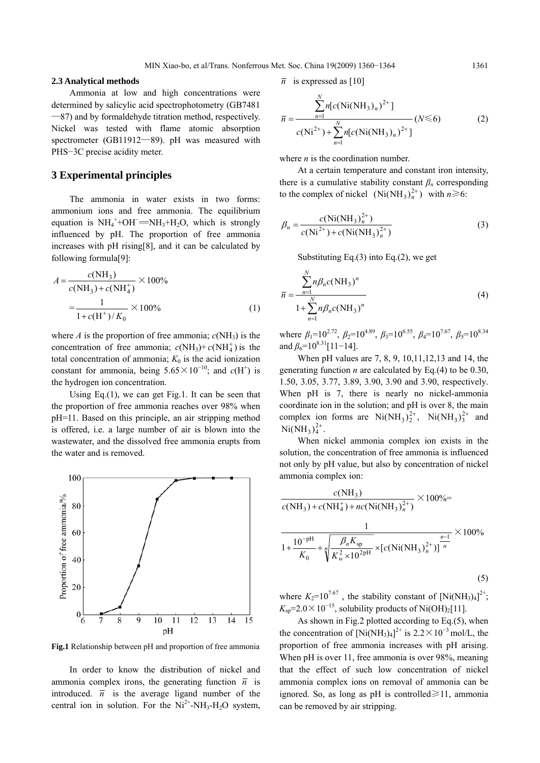### 2.3 Analytical methods

Ammonia at low and high concentrations were determined by salicylic acid spectrophotometry (GB7481—87) and by formaldehyde titration method, respectively. Nickel was tested with flame atomic absorption spectrometer (GB11912—89). pH was measured with PHS−3C precise acidity meter.

## 3 Experimental principles

The ammonia in water exists in two forms: ammonium ions and free ammonia. The equilibrium equation is $NH_4^+ + OH^- = NH_3 + H_2O$, which is strongly influenced by pH. The proportion of free ammonia increases with pH rising[8], and it can be calculated by following formula[9]:

$$A = \frac{c(NH_3)}{c(NH_3) + c(NH_4^+)} \times 100\% = \frac{1}{1 + c(H^+)/K_0} \times 100\% \tag{1}$$

where $A$ is the proportion of free ammonia; $c(NH_3)$ is the concentration of free ammonia; $c(NH_3)+c(NH_4^+)$ is the total concentration of ammonia; $K_0$ is the acid ionization constant for ammonia, being $5.65 \times 10^{-10}$; and $c(H^+)$ is the hydrogen ion concentration.

Using Eq.(1), we can get Fig.1. It can be seen that the proportion of free ammonia reaches over 98% when pH=11. Based on this principle, an air stripping method is offered, i.e. a large number of air is blown into the wastewater, and the dissolved free ammonia erupts from the water and is removed.

**Fig.1** Relationship between pH and proportion of free ammonia

In order to know the distribution of nickel and ammonia complex irons, the generating function $\bar{n}$ is introduced. $\bar{n}$ is the average ligand number of the central ion in solution. For the $Ni^{2+}$-$NH_3$-$H_2O$ system, $\bar{n}$ is expressed as [10]

$$\bar{n} = \frac{\sum_{n=1}^{N} n[c(Ni(NH_3)_n)^{2+}]}{c(Ni^{2+}) + \sum_{n=1}^{N} n[c(Ni(NH_3)_n)^{2+}]} \quad (N \leqslant 6) \tag{2}$$

where $n$ is the coordination number.

At a certain temperature and constant iron intensity, there is a cumulative stability constant $\beta_n$ corresponding to the complex of nickel $(Ni(NH_3)_n^{2+})$ with $n \geqslant 6$:

$$\beta_n = \frac{c(Ni(NH_3)_n^{2+})}{c(Ni^{2+}) + c(Ni(NH_3)_n^{2+})} \tag{3}$$

Substituting Eq.(3) into Eq.(2), we get

$$\bar{n} = \frac{\sum_{n=1}^{N} n\beta_n c(NH_3)^n}{1 + \sum_{n=1}^{N} n\beta_n c(NH_3)^n} \tag{4}$$

where $\beta_1=10^{2.72}$, $\beta_2=10^{4.89}$, $\beta_3=10^{6.55}$, $\beta_4=10^{7.67}$, $\beta_5=10^{8.34}$ and $\beta_6=10^{8.31}$[11−14].

When pH values are 7, 8, 9, 10,11,12,13 and 14, the generating function $n$ are calculated by Eq.(4) to be 0.30, 1.50, 3.05, 3.77, 3.89, 3.90, 3.90 and 3.90, respectively. When pH is 7, there is nearly no nickel-ammonia coordinate ion in the solution; and pH is over 8, the main complex ion forms are $Ni(NH_3)_2^{2+}$, $Ni(NH_3)_3^{2+}$ and $Ni(NH_3)_4^{2+}$.

When nickel ammonia complex ion exists in the solution, the concentration of free ammonia is influenced not only by pH value, but also by concentration of nickel ammonia complex ion:

$$\frac{c(NH_3)}{c(NH_3) + c(NH_4^+) + nc(Ni(NH_3)_n^{2+})} \times 100\% = \frac{1}{1 + \frac{10^{-pH}}{K_0} + \sqrt[n]{\frac{\beta_n K_{sp}}{K_w^2 \times 10^{2pH}}} \times [c(Ni(NH_3)_n^{2+})]^{\frac{n-1}{n}}} \times 100\% \tag{5}$$

where $K_2=10^{7.67}$, the stability constant of $[Ni(NH_3)_4]^{2+}$; $K_{sp}=2.0\times10^{-15}$, solubility products of $Ni(OH)_2$[11].

As shown in Fig.2 plotted according to Eq.(5), when the concentration of $[Ni(NH_3)_4]^{2+}$ is $2.2\times10^{-3}$ mol/L, the proportion of free ammonia increases with pH arising. When pH is over 11, free ammonia is over 98%, meaning that the effect of such low concentration of nickel ammonia complex ions on removal of ammonia can be ignored. So, as long as pH is controlled$\geqslant$11, ammonia can be removed by air stripping.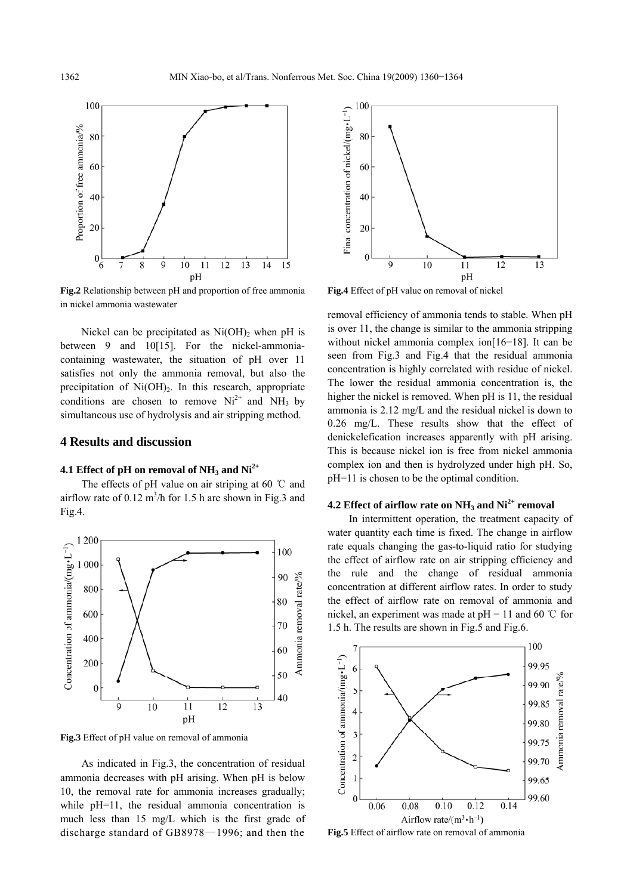Fig.2 Relationship between pH and proportion of free ammonia in nickel ammonia wastewater

Nickel can be precipitated as $Ni(OH)_2$ when pH is between 9 and 10[15]. For the nickel-ammonia-containing wastewater, the situation of pH over 11 satisfies not only the ammonia removal, but also the precipitation of $Ni(OH)_2$. In this research, appropriate conditions are chosen to remove $Ni^{2+}$ and $NH_3$ by simultaneous use of hydrolysis and air stripping method.

## 4 Results and discussion

### 4.1 Effect of pH on removal of $NH_3$ and $Ni^{2+}$

The effects of pH value on air striping at 60 ℃ and airflow rate of 0.12 $m^3$/h for 1.5 h are shown in Fig.3 and Fig.4.

Fig.3 Effect of pH value on removal of ammonia

As indicated in Fig.3, the concentration of residual ammonia decreases with pH arising. When pH is below 10, the removal rate for ammonia increases gradually; while pH=11, the residual ammonia concentration is much less than 15 mg/L which is the first grade of discharge standard of GB8978—1996; and then the removal efficiency of ammonia tends to stable. When pH is over 11, the change is similar to the ammonia stripping without nickel ammonia complex ion[16−18]. It can be seen from Fig.3 and Fig.4 that the residual ammonia concentration is highly correlated with residue of nickel. The lower the residual ammonia concentration is, the higher the nickel is removed. When pH is 11, the residual ammonia is 2.12 mg/L and the residual nickel is down to 0.26 mg/L. These results show that the effect of denickelefication increases apparently with pH arising. This is because nickel ion is free from nickel ammonia complex ion and then is hydrolyzed under high pH. So, pH=11 is chosen to be the optimal condition.

Fig.4 Effect of pH value on removal of nickel

### 4.2 Effect of airflow rate on $NH_3$ and $Ni^{2+}$ removal

In intermittent operation, the treatment capacity of water quantity each time is fixed. The change in airflow rate equals changing the gas-to-liquid ratio for studying the effect of airflow rate on air stripping efficiency and the rule and the change of residual ammonia concentration at different airflow rates. In order to study the effect of airflow rate on removal of ammonia and nickel, an experiment was made at pH = 11 and 60 ℃ for 1.5 h. The results are shown in Fig.5 and Fig.6.

Fig.5 Effect of airflow rate on removal of ammonia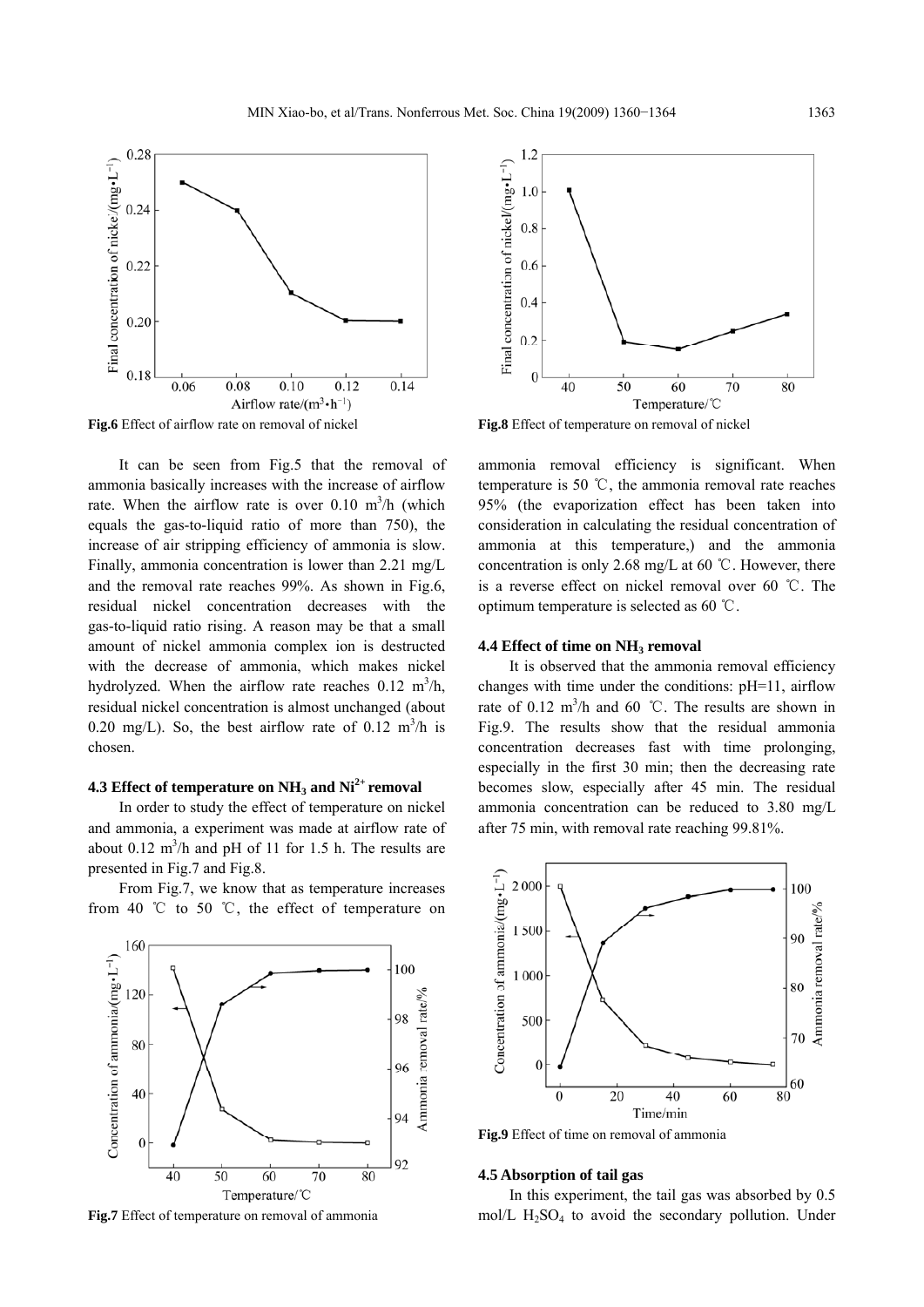Fig.6 Effect of airflow rate on removal of nickel

It can be seen from Fig.5 that the removal of ammonia basically increases with the increase of airflow rate. When the airflow rate is over 0.10 $m^3$/h (which equals the gas-to-liquid ratio of more than 750), the increase of air stripping efficiency of ammonia is slow. Finally, ammonia concentration is lower than 2.21 mg/L and the removal rate reaches 99%. As shown in Fig.6, residual nickel concentration decreases with the gas-to-liquid ratio rising. A reason may be that a small amount of nickel ammonia complex ion is destructed with the decrease of ammonia, which makes nickel hydrolyzed. When the airflow rate reaches 0.12 $m^3$/h, residual nickel concentration is almost unchanged (about 0.20 mg/L). So, the best airflow rate of 0.12 $m^3$/h is chosen.

### 4.3 Effect of temperature on $NH_3$ and $Ni^{2+}$ removal

In order to study the effect of temperature on nickel and ammonia, a experiment was made at airflow rate of about 0.12 $m^3$/h and pH of 11 for 1.5 h. The results are presented in Fig.7 and Fig.8.

From Fig.7, we know that as temperature increases from 40 ℃ to 50 ℃, the effect of temperature on ammonia removal efficiency is significant. When temperature is 50 ℃, the ammonia removal rate reaches 95% (the evaporization effect has been taken into consideration in calculating the residual concentration of ammonia at this temperature,) and the ammonia concentration is only 2.68 mg/L at 60 ℃. However, there is a reverse effect on nickel removal over 60 ℃. The optimum temperature is selected as 60 ℃.

Fig.7 Effect of temperature on removal of ammonia

Fig.8 Effect of temperature on removal of nickel

### 4.4 Effect of time on $NH_3$ removal

It is observed that the ammonia removal efficiency changes with time under the conditions: pH=11, airflow rate of 0.12 $m^3$/h and 60 ℃. The results are shown in Fig.9. The results show that the residual ammonia concentration decreases fast with time prolonging, especially in the first 30 min; then the decreasing rate becomes slow, especially after 45 min. The residual ammonia concentration can be reduced to 3.80 mg/L after 75 min, with removal rate reaching 99.81%.

Fig.9 Effect of time on removal of ammonia

### 4.5 Absorption of tail gas

In this experiment, the tail gas was absorbed by 0.5 mol/L $H_2SO_4$ to avoid the secondary pollution. Under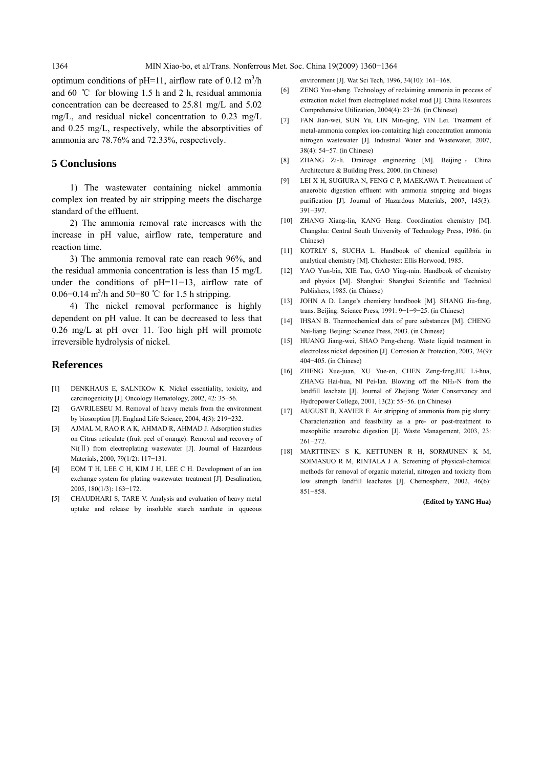optimum conditions of pH=11, airflow rate of 0.12 $m^3$/h and 60 ℃ for blowing 1.5 h and 2 h, residual ammonia concentration can be decreased to 25.81 mg/L and 5.02 mg/L, and residual nickel concentration to 0.23 mg/L and 0.25 mg/L, respectively, while the absorptivities of ammonia are 78.76% and 72.33%, respectively.

## 5 Conclusions

1) The wastewater containing nickel ammonia complex ion treated by air stripping meets the discharge standard of the effluent.

2) The ammonia removal rate increases with the increase in pH value, airflow rate, temperature and reaction time.

3) The ammonia removal rate can reach 96%, and the residual ammonia concentration is less than 15 mg/L under the conditions of pH=11−13, airflow rate of 0.06−0.14 $m^3$/h and 50−80 ℃ for 1.5 h stripping.

4) The nickel removal performance is highly dependent on pH value. It can be decreased to less that 0.26 mg/L at pH over 11. Too high pH will promote irreversible hydrolysis of nickel.

## References

[1] DENKHAUS E, SALNIKOw K. Nickel essentiality, toxicity, and carcinogenicity [J]. Oncology Hematology, 2002, 42: 35−56.

[2] GAVRILESEU M. Removal of heavy metals from the environment by biosorption [J]. England Life Science, 2004, 4(3): 219−232.

[3] AJMAL M, RAO R A K, AHMAD R, AHMAD J. Adsorption studies on Citrus reticulate (fruit peel of orange): Removal and recovery of Ni(Ⅱ) from electroplating wastewater [J]. Journal of Hazardous Materials, 2000, 79(1/2): 117−131.

[4] EOM T H, LEE C H, KIM J H, LEE C H. Development of an ion exchange system for plating wastewater treatment [J]. Desalination, 2005, 180(1/3): 163−172.

[5] CHAUDHARI S, TARE V. Analysis and evaluation of heavy metal uptake and release by insoluble starch xanthate in qqueous environment [J]. Wat Sci Tech, 1996, 34(10): 161−168.

[6] ZENG You-sheng. Technology of reclaiming ammonia in process of extraction nickel from electroplated nickel mud [J]. China Resources Comprehensive Utilization, 2004(4): 23−26. (in Chinese)

[7] FAN Jian-wei, SUN Yu, LIN Min-qing, YIN Lei. Treatment of metal-ammonia complex ion-containing high concentration ammonia nitrogen wastewater [J]. Industrial Water and Wastewater, 2007, 38(4): 54−57. (in Chinese)

[8] ZHANG Zi-li. Drainage engineering [M]. Beijing：China Architecture & Building Press, 2000. (in Chinese)

[9] LEI X H, SUGIURA N, FENG C P, MAEKAWA T. Pretreatment of anaerobic digestion effluent with ammonia stripping and biogas purification [J]. Journal of Hazardous Materials, 2007, 145(3): 391−397.

[10] ZHANG Xiang-lin, KANG Heng. Coordination chemistry [M]. Changsha: Central South University of Technology Press, 1986. (in Chinese)

[11] KOTRLY S, SUCHA L. Handbook of chemical equilibria in analytical chemistry [M]. Chichester: Ellis Horwood, 1985.

[12] YAO Yun-bin, XIE Tao, GAO Ying-min. Handbook of chemistry and physics [M]. Shanghai: Shanghai Scientific and Technical Publishers, 1985. (in Chinese)

[13] JOHN A D. Lange's chemistry handbook [M]. SHANG Jiu-fang, trans. Beijing: Science Press, 1991: 9−1−9−25. (in Chinese)

[14] IHSAN B. Thermochemical data of pure substances [M]. CHENG Nai-liang. Beijing: Science Press, 2003. (in Chinese)

[15] HUANG Jiang-wei, SHAO Peng-cheng. Waste liquid treatment in electroless nickel deposition [J]. Corrosion & Protection, 2003, 24(9): 404−405. (in Chinese)

[16] ZHENG Xue-juan, XU Yue-en, CHEN Zeng-feng,HU Li-hua, ZHANG Hai-hua, NI Pei-lan. Blowing off the $NH_3$-N from the landfill leachate [J]. Journal of Zhejiang Water Conservancy and Hydropower College, 2001, 13(2): 55−56. (in Chinese)

[17] AUGUST B, XAVIER F. Air stripping of ammonia from pig slurry: Characterization and feasibility as a pre- or post-treatment to mesophilic anaerobic digestion [J]. Waste Management, 2003, 23: 261−272.

[18] MARTTINEN S K, KETTUNEN R H, SORMUNEN K M, SOIMASUO R M, RINTALA J A. Screening of physical-chemical methods for removal of organic material, nitrogen and toxicity from low strength landfill leachates [J]. Chemosphere, 2002, 46(6): 851−858.

**(Edited by YANG Hua)**